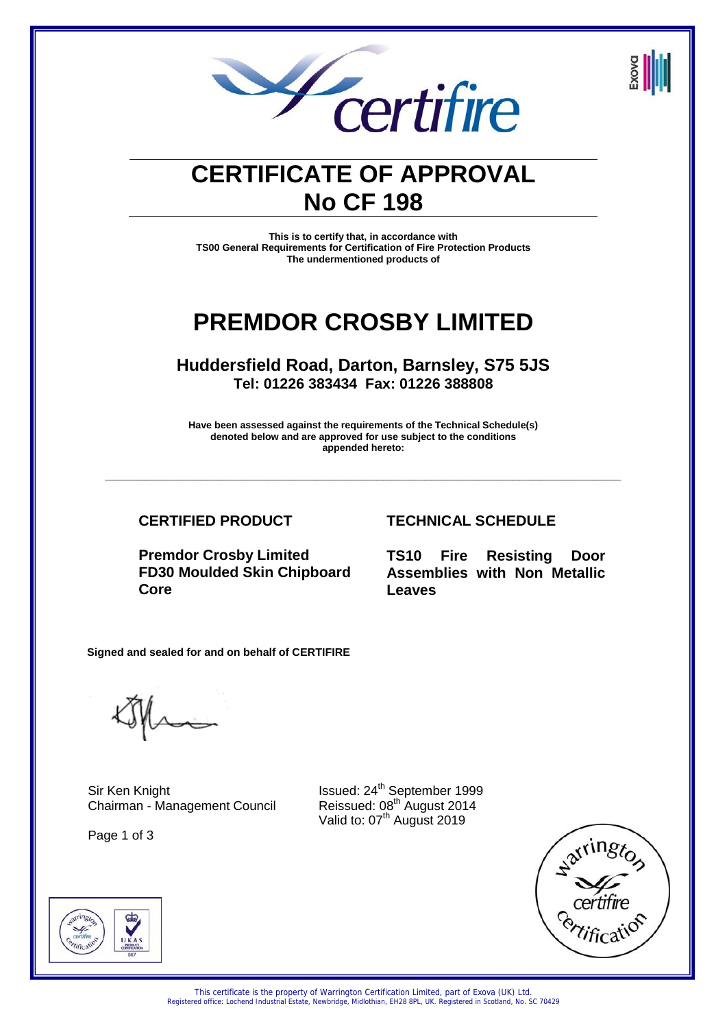# CERTIFICATE OF APPROVAL
# No CF 198

**This is to certify that, in accordance with**
**TS00 General Requirements for Certification of Fire Protection Products**
**The undermentioned products of**

# PREMDOR CROSBY LIMITED

## Huddersfield Road, Darton, Barnsley, S75 5JS
### Tel: 01226 383434 Fax: 01226 388808

**Have been assessed against the requirements of the Technical Schedule(s) denoted below and are approved for use subject to the conditions appended hereto:**

---

| CERTIFIED PRODUCT | TECHNICAL SCHEDULE |
|---|---|
| **Premdor Crosby Limited FD30 Moulded Skin Chipboard Core** | **TS10 Fire Resisting Door Assemblies with Non Metallic Leaves** |

**Signed and sealed for and on behalf of CERTIFIRE**

Sir Ken Knight
Chairman - Management Council

Issued: 24th September 1999
Reissued: 08th August 2014
Valid to: 07th August 2019

This certificate is the property of Warrington Certification Limited, part of Exova (UK) Ltd.
Registered office: Lochend Industrial Estate, Newbridge, Midlothian, EH28 8PL, UK. Registered in Scotland, No. SC 70429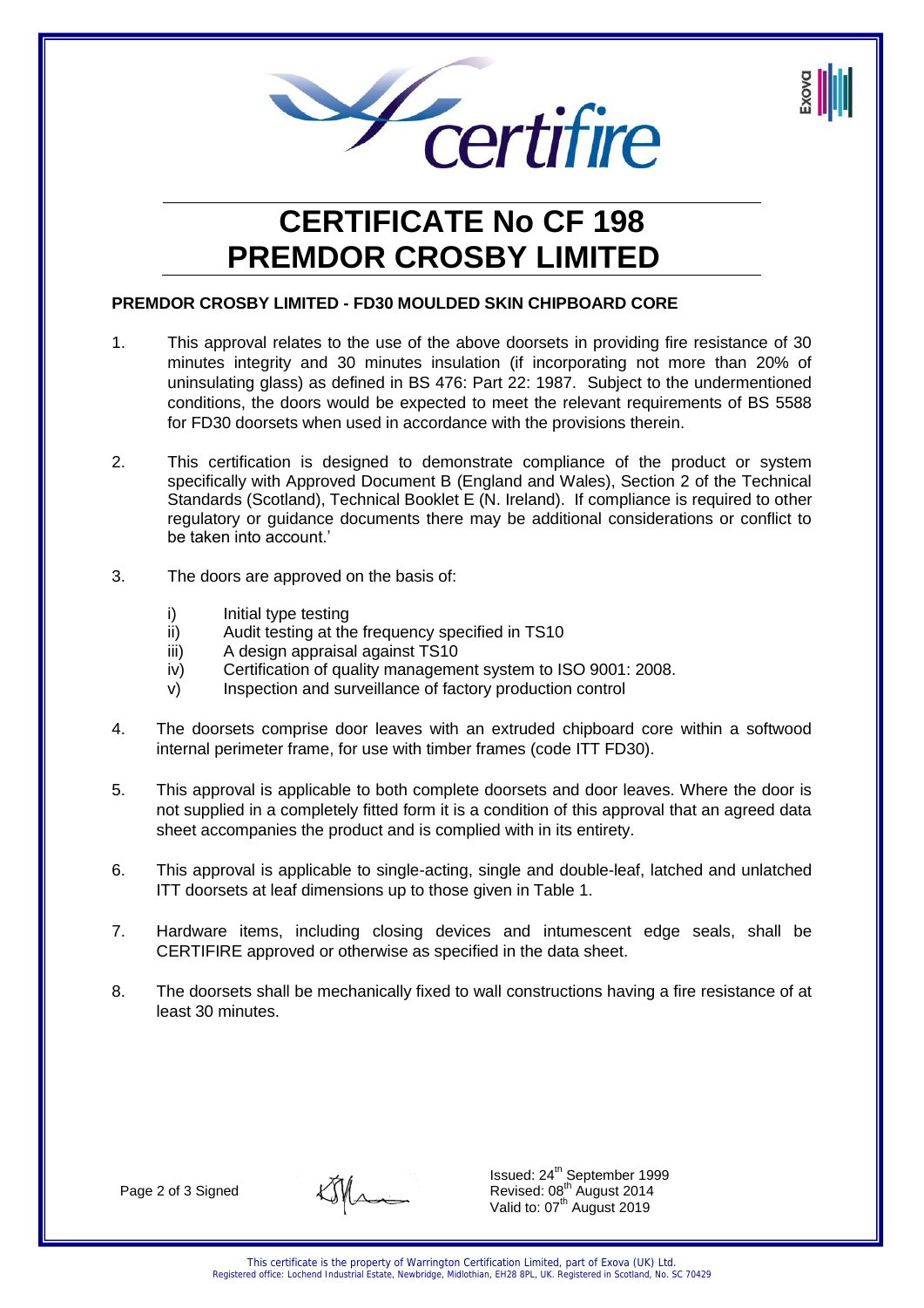# CERTIFICATE No CF 198
# PREMDOR CROSBY LIMITED

**PREMDOR CROSBY LIMITED - FD30 MOULDED SKIN CHIPBOARD CORE**

1. This approval relates to the use of the above doorsets in providing fire resistance of 30 minutes integrity and 30 minutes insulation (if incorporating not more than 20% of uninsulating glass) as defined in BS 476: Part 22: 1987. Subject to the undermentioned conditions, the doors would be expected to meet the relevant requirements of BS 5588 for FD30 doorsets when used in accordance with the provisions therein.

2. This certification is designed to demonstrate compliance of the product or system specifically with Approved Document B (England and Wales), Section 2 of the Technical Standards (Scotland), Technical Booklet E (N. Ireland). If compliance is required to other regulatory or guidance documents there may be additional considerations or conflict to be taken into account.'

3. The doors are approved on the basis of:

   i) Initial type testing
   ii) Audit testing at the frequency specified in TS10
   iii) A design appraisal against TS10
   iv) Certification of quality management system to ISO 9001: 2008.
   v) Inspection and surveillance of factory production control

4. The doorsets comprise door leaves with an extruded chipboard core within a softwood internal perimeter frame, for use with timber frames (code ITT FD30).

5. This approval is applicable to both complete doorsets and door leaves. Where the door is not supplied in a completely fitted form it is a condition of this approval that an agreed data sheet accompanies the product and is complied with in its entirety.

6. This approval is applicable to single-acting, single and double-leaf, latched and unlatched ITT doorsets at leaf dimensions up to those given in Table 1.

7. Hardware items, including closing devices and intumescent edge seals, shall be CERTIFIRE approved or otherwise as specified in the data sheet.

8. The doorsets shall be mechanically fixed to wall constructions having a fire resistance of at least 30 minutes.

Signed

Issued: 24th September 1999
Revised: 08th August 2014
Valid to: 07th August 2019

This certificate is the property of Warrington Certification Limited, part of Exova (UK) Ltd.
Registered office: Lochend Industrial Estate, Newbridge, Midlothian, EH28 8PL, UK. Registered in Scotland, No. SC 70429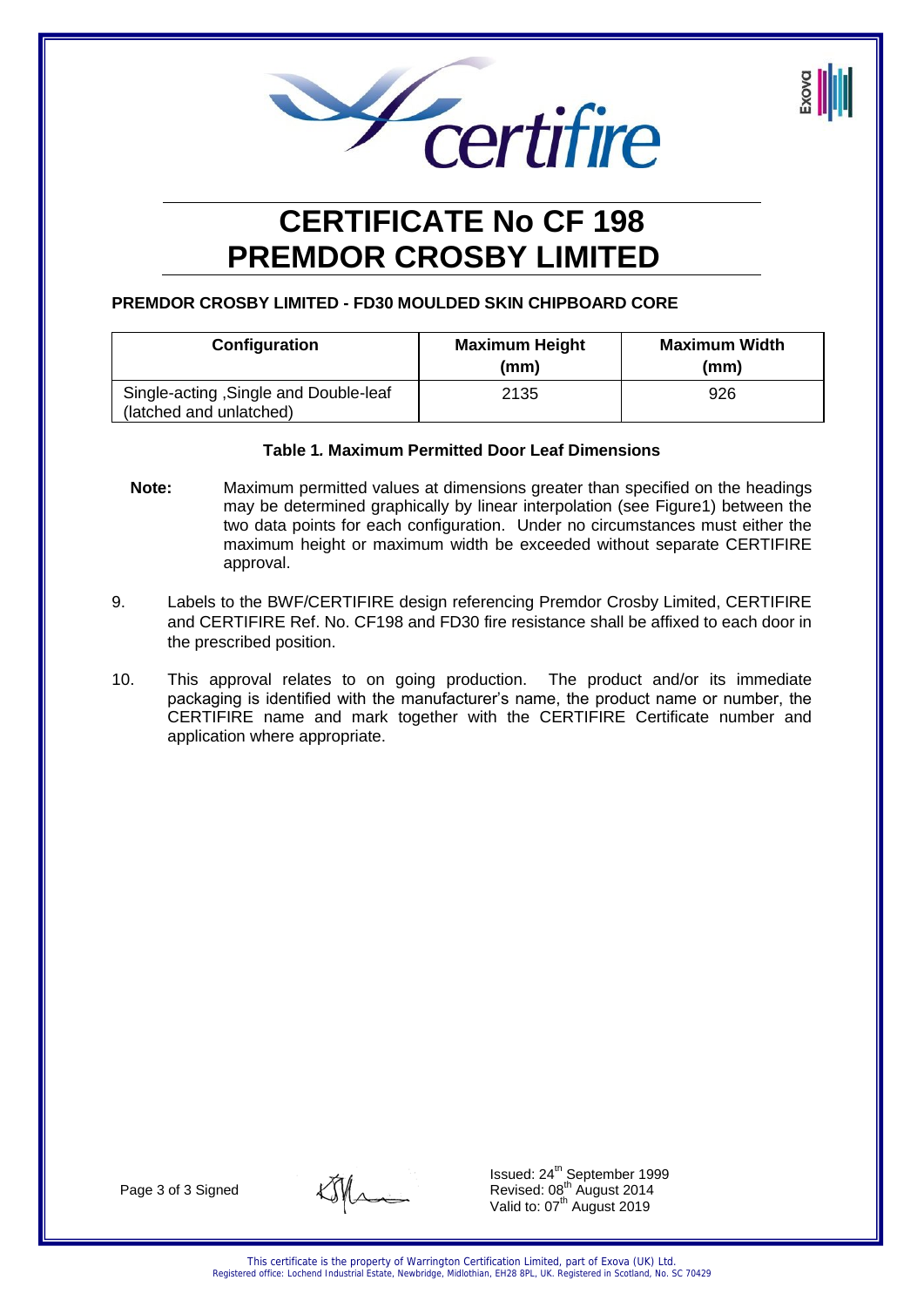# CERTIFICATE No CF 198
# PREMDOR CROSBY LIMITED

**PREMDOR CROSBY LIMITED - FD30 MOULDED SKIN CHIPBOARD CORE**

| Configuration | Maximum Height (mm) | Maximum Width (mm) |
|---|---|---|
| Single-acting ,Single and Double-leaf (latched and unlatched) | 2135 | 926 |

**Table 1. Maximum Permitted Door Leaf Dimensions**

**Note:** Maximum permitted values at dimensions greater than specified on the headings may be determined graphically by linear interpolation (see Figure1) between the two data points for each configuration. Under no circumstances must either the maximum height or maximum width be exceeded without separate CERTIFIRE approval.

9. Labels to the BWF/CERTIFIRE design referencing Premdor Crosby Limited, CERTIFIRE and CERTIFIRE Ref. No. CF198 and FD30 fire resistance shall be affixed to each door in the prescribed position.

10. This approval relates to on going production. The product and/or its immediate packaging is identified with the manufacturer's name, the product name or number, the CERTIFIRE name and mark together with the CERTIFIRE Certificate number and application where appropriate.

Signed

Issued: 24th September 1999
Revised: 08th August 2014
Valid to: 07th August 2019

This certificate is the property of Warrington Certification Limited, part of Exova (UK) Ltd.
Registered office: Lochend Industrial Estate, Newbridge, Midlothian, EH28 8PL, UK. Registered in Scotland, No. SC 70429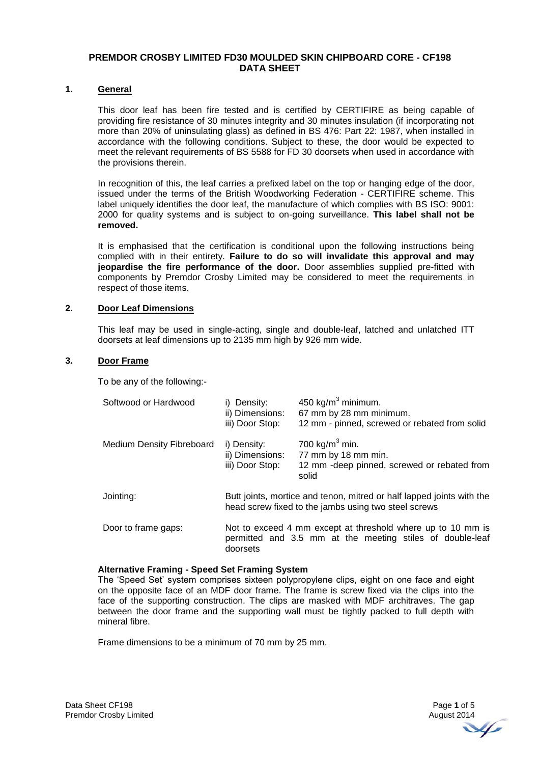# PREMDOR CROSBY LIMITED FD30 MOULDED SKIN CHIPBOARD CORE - CF198 DATA SHEET

## 1. General

This door leaf has been fire tested and is certified by CERTIFIRE as being capable of providing fire resistance of 30 minutes integrity and 30 minutes insulation (if incorporating not more than 20% of uninsulating glass) as defined in BS 476: Part 22: 1987, when installed in accordance with the following conditions. Subject to these, the door would be expected to meet the relevant requirements of BS 5588 for FD 30 doorsets when used in accordance with the provisions therein.

In recognition of this, the leaf carries a prefixed label on the top or hanging edge of the door, issued under the terms of the British Woodworking Federation - CERTIFIRE scheme. This label uniquely identifies the door leaf, the manufacture of which complies with BS ISO: 9001: 2000 for quality systems and is subject to on-going surveillance. **This label shall not be removed.**

It is emphasised that the certification is conditional upon the following instructions being complied with in their entirety. **Failure to do so will invalidate this approval and may jeopardise the fire performance of the door.** Door assemblies supplied pre-fitted with components by Premdor Crosby Limited may be considered to meet the requirements in respect of those items.

## 2. Door Leaf Dimensions

This leaf may be used in single-acting, single and double-leaf, latched and unlatched ITT doorsets at leaf dimensions up to 2135 mm high by 926 mm wide.

## 3. Door Frame

To be any of the following:-

| | | |
|---|---|---|
| Softwood or Hardwood | i) Density:<br>ii) Dimensions:<br>iii) Door Stop: | 450 kg/m$^3$ minimum.<br>67 mm by 28 mm minimum.<br>12 mm - pinned, screwed or rebated from solid |
| Medium Density Fibreboard | i) Density:<br>ii) Dimensions:<br>iii) Door Stop: | 700 kg/m$^3$ min.<br>77 mm by 18 mm min.<br>12 mm -deep pinned, screwed or rebated from solid |
| Jointing: | Butt joints, mortice and tenon, mitred or half lapped joints with the head screw fixed to the jambs using two steel screws | |
| Door to frame gaps: | Not to exceed 4 mm except at threshold where up to 10 mm is permitted and 3.5 mm at the meeting stiles of double-leaf doorsets | |

**Alternative Framing - Speed Set Framing System**

The 'Speed Set' system comprises sixteen polypropylene clips, eight on one face and eight on the opposite face of an MDF door frame. The frame is screw fixed via the clips into the face of the supporting construction. The clips are masked with MDF architraves. The gap between the door frame and the supporting wall must be tightly packed to full depth with mineral fibre.

Frame dimensions to be a minimum of 70 mm by 25 mm.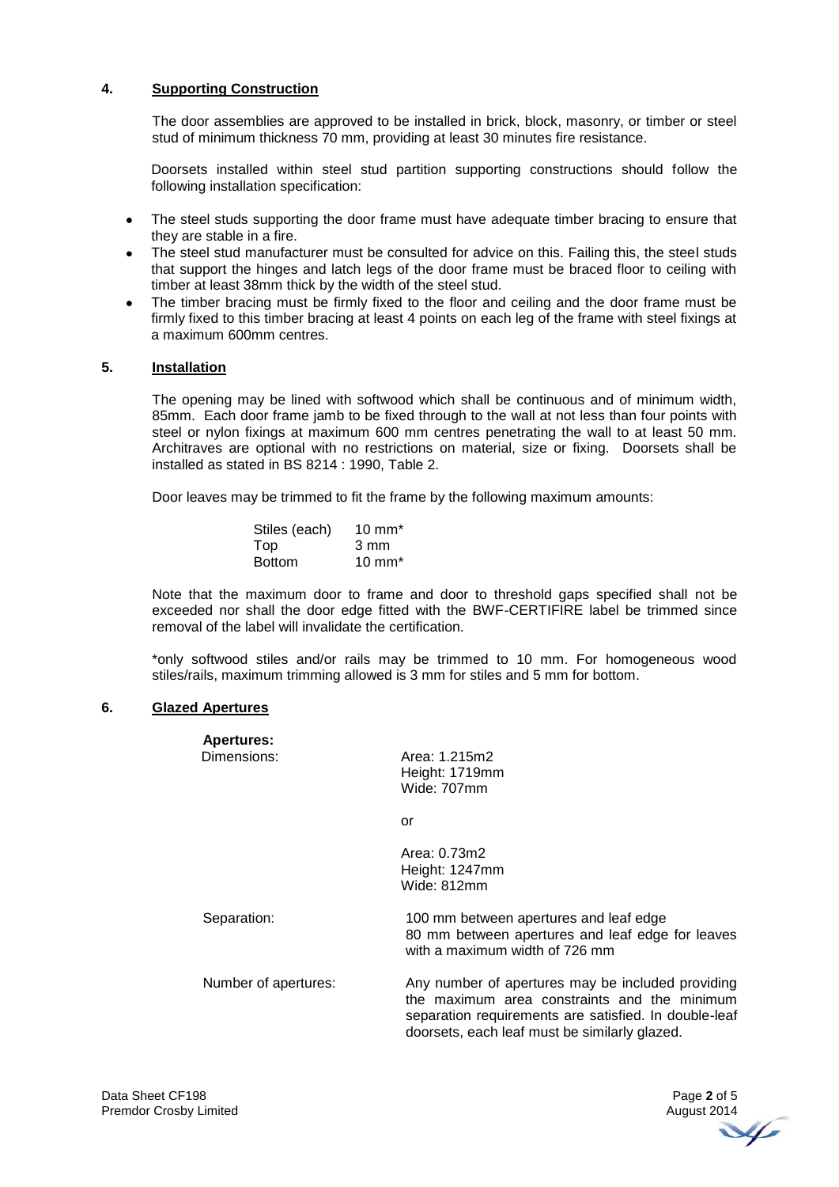## 4. Supporting Construction

The door assemblies are approved to be installed in brick, block, masonry, or timber or steel stud of minimum thickness 70 mm, providing at least 30 minutes fire resistance.

Doorsets installed within steel stud partition supporting constructions should follow the following installation specification:

- The steel studs supporting the door frame must have adequate timber bracing to ensure that they are stable in a fire.
- The steel stud manufacturer must be consulted for advice on this. Failing this, the steel studs that support the hinges and latch legs of the door frame must be braced floor to ceiling with timber at least 38mm thick by the width of the steel stud.
- The timber bracing must be firmly fixed to the floor and ceiling and the door frame must be firmly fixed to this timber bracing at least 4 points on each leg of the frame with steel fixings at a maximum 600mm centres.

## 5. Installation

The opening may be lined with softwood which shall be continuous and of minimum width, 85mm. Each door frame jamb to be fixed through to the wall at not less than four points with steel or nylon fixings at maximum 600 mm centres penetrating the wall to at least 50 mm. Architraves are optional with no restrictions on material, size or fixing. Doorsets shall be installed as stated in BS 8214 : 1990, Table 2.

Door leaves may be trimmed to fit the frame by the following maximum amounts:

| | |
|---|---|
| Stiles (each) | 10 mm* |
| Top | 3 mm |
| Bottom | 10 mm* |

Note that the maximum door to frame and door to threshold gaps specified shall not be exceeded nor shall the door edge fitted with the BWF-CERTIFIRE label be trimmed since removal of the label will invalidate the certification.

*only softwood stiles and/or rails may be trimmed to 10 mm. For homogeneous wood stiles/rails, maximum trimming allowed is 3 mm for stiles and 5 mm for bottom.

## 6. Glazed Apertures

**Apertures:**

| | |
|---|---|
| Dimensions: | Area: 1.215m2<br>Height: 1719mm<br>Wide: 707mm<br><br>or<br><br>Area: 0.73m2<br>Height: 1247mm<br>Wide: 812mm |
| Separation: | 100 mm between apertures and leaf edge<br>80 mm between apertures and leaf edge for leaves with a maximum width of 726 mm |
| Number of apertures: | Any number of apertures may be included providing the maximum area constraints and the minimum separation requirements are satisfied. In double-leaf doorsets, each leaf must be similarly glazed. |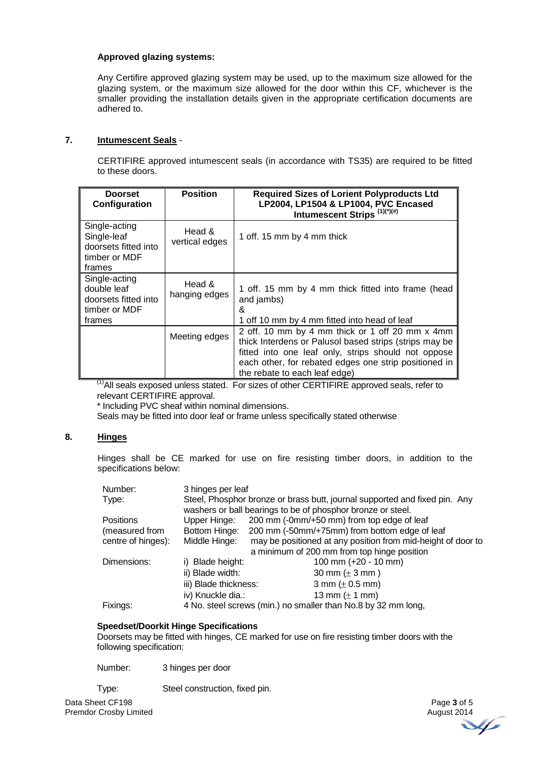**Approved glazing systems:**

Any Certifire approved glazing system may be used, up to the maximum size allowed for the glazing system, or the maximum size allowed for the door within this CF, whichever is the smaller providing the installation details given in the appropriate certification documents are adhered to.

## 7. Intumescent Seals -

CERTIFIRE approved intumescent seals (in accordance with TS35) are required to be fitted to these doors.

| Doorset Configuration | Position | Required Sizes of Lorient Polyproducts Ltd LP2004, LP1504 & LP1004, PVC Encased Intumescent Strips (1)(*)(#) |
|---|---|---|
| Single-acting Single-leaf doorsets fitted into timber or MDF frames | Head & vertical edges | 1 off. 15 mm by 4 mm thick |
| Single-acting double leaf doorsets fitted into timber or MDF frames | Head & hanging edges | 1 off. 15 mm by 4 mm thick fitted into frame (head and jambs) & 1 off 10 mm by 4 mm fitted into head of leaf |
| | Meeting edges | 2 off. 10 mm by 4 mm thick or 1 off 20 mm x 4mm thick Interdens or Palusol based strips (strips may be fitted into one leaf only, strips should not oppose each other, for rebated edges one strip positioned in the rebate to each leaf edge) |

(1) All seals exposed unless stated. For sizes of other CERTIFIRE approved seals, refer to relevant CERTIFIRE approval.

* Including PVC sheaf within nominal dimensions.

Seals may be fitted into door leaf or frame unless specifically stated otherwise

## 8. Hinges

Hinges shall be CE marked for use on fire resisting timber doors, in addition to the specifications below:

| | | |
|---|---|---|
| Number: | 3 hinges per leaf | |
| Type: | Steel, Phosphor bronze or brass butt, journal supported and fixed pin. Any washers or ball bearings to be of phosphor bronze or steel. | |
| Positions (measured from centre of hinges): | Upper Hinge: | 200 mm (-0mm/+50 mm) from top edge of leaf |
| | Bottom Hinge: | 200 mm (-50mm/+75mm) from bottom edge of leaf |
| | Middle Hinge: | may be positioned at any position from mid-height of door to a minimum of 200 mm from top hinge position |
| Dimensions: | i) Blade height: | 100 mm (+20 - 10 mm) |
| | ii) Blade width: | 30 mm (± 3 mm ) |
| | iii) Blade thickness: | 3 mm (± 0.5 mm) |
| | iv) Knuckle dia.: | 13 mm (± 1 mm) |
| Fixings: | 4 No. steel screws (min.) no smaller than No.8 by 32 mm long, | |

**Speedset/Doorkit Hinge Specifications**

Doorsets may be fitted with hinges, CE marked for use on fire resisting timber doors with the following specification:

Number: 3 hinges per door

Type: Steel construction, fixed pin.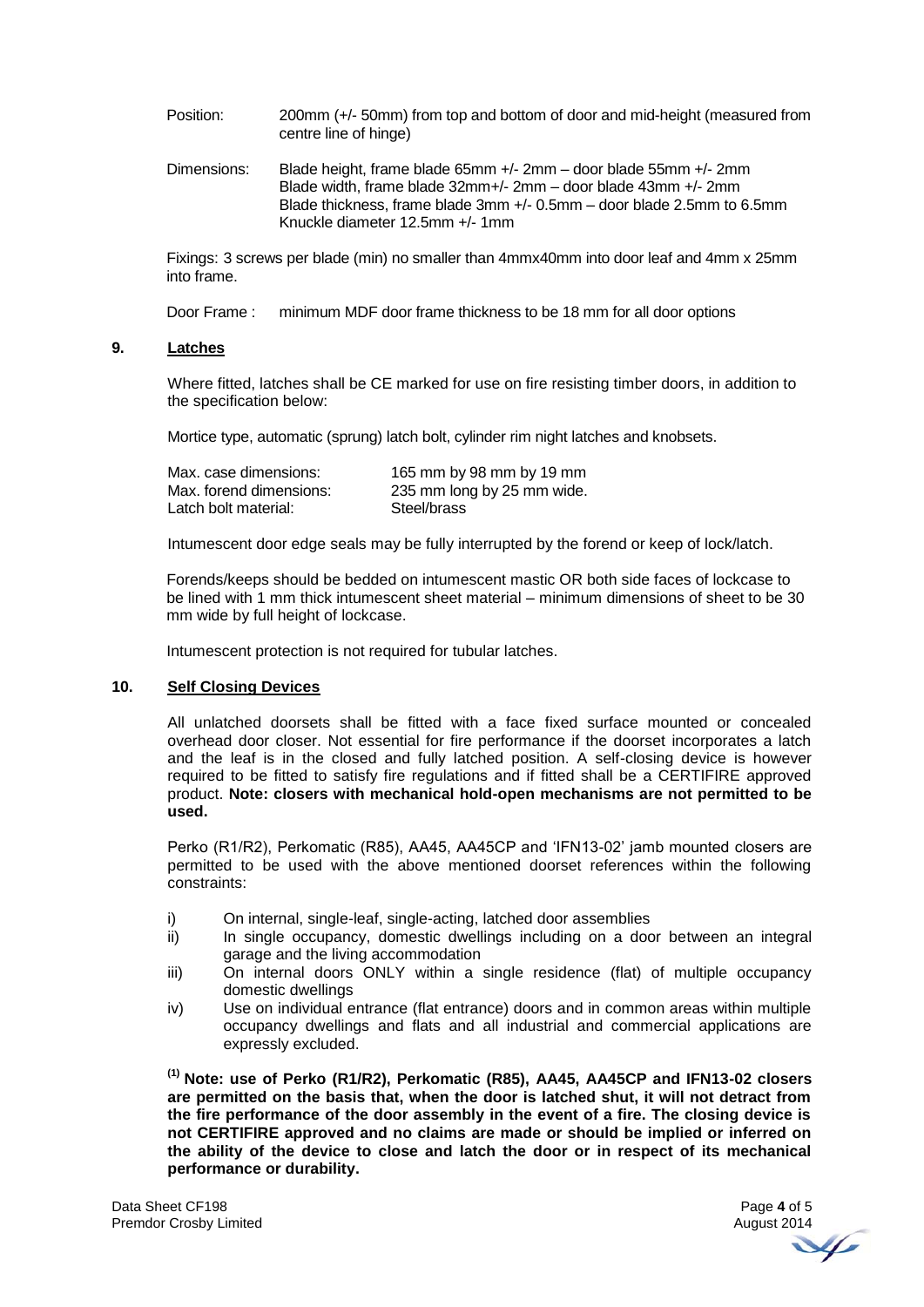Position: 200mm (+/- 50mm) from top and bottom of door and mid-height (measured from centre line of hinge)

Dimensions: Blade height, frame blade 65mm +/- 2mm – door blade 55mm +/- 2mm
Blade width, frame blade 32mm+/- 2mm – door blade 43mm +/- 2mm
Blade thickness, frame blade 3mm +/- 0.5mm – door blade 2.5mm to 6.5mm
Knuckle diameter 12.5mm +/- 1mm

Fixings: 3 screws per blade (min) no smaller than 4mmx40mm into door leaf and 4mm x 25mm into frame.

Door Frame : minimum MDF door frame thickness to be 18 mm for all door options

## 9. Latches

Where fitted, latches shall be CE marked for use on fire resisting timber doors, in addition to the specification below:

Mortice type, automatic (sprung) latch bolt, cylinder rim night latches and knobsets.

| | |
|---|---|
| Max. case dimensions: | 165 mm by 98 mm by 19 mm |
| Max. forend dimensions: | 235 mm long by 25 mm wide. |
| Latch bolt material: | Steel/brass |

Intumescent door edge seals may be fully interrupted by the forend or keep of lock/latch.

Forends/keeps should be bedded on intumescent mastic OR both side faces of lockcase to be lined with 1 mm thick intumescent sheet material – minimum dimensions of sheet to be 30 mm wide by full height of lockcase.

Intumescent protection is not required for tubular latches.

## 10. Self Closing Devices

All unlatched doorsets shall be fitted with a face fixed surface mounted or concealed overhead door closer. Not essential for fire performance if the doorset incorporates a latch and the leaf is in the closed and fully latched position. A self-closing device is however required to be fitted to satisfy fire regulations and if fitted shall be a CERTIFIRE approved product. **Note: closers with mechanical hold-open mechanisms are not permitted to be used.**

Perko (R1/R2), Perkomatic (R85), AA45, AA45CP and 'IFN13-02' jamb mounted closers are permitted to be used with the above mentioned doorset references within the following constraints:

i) On internal, single-leaf, single-acting, latched door assemblies
ii) In single occupancy, domestic dwellings including on a door between an integral garage and the living accommodation
iii) On internal doors ONLY within a single residence (flat) of multiple occupancy domestic dwellings
iv) Use on individual entrance (flat entrance) doors and in common areas within multiple occupancy dwellings and flats and all industrial and commercial applications are expressly excluded.

**[1] Note: use of Perko (R1/R2), Perkomatic (R85), AA45, AA45CP and IFN13-02 closers are permitted on the basis that, when the door is latched shut, it will not detract from the fire performance of the door assembly in the event of a fire. The closing device is not CERTIFIRE approved and no claims are made or should be implied or inferred on the ability of the device to close and latch the door or in respect of its mechanical performance or durability.**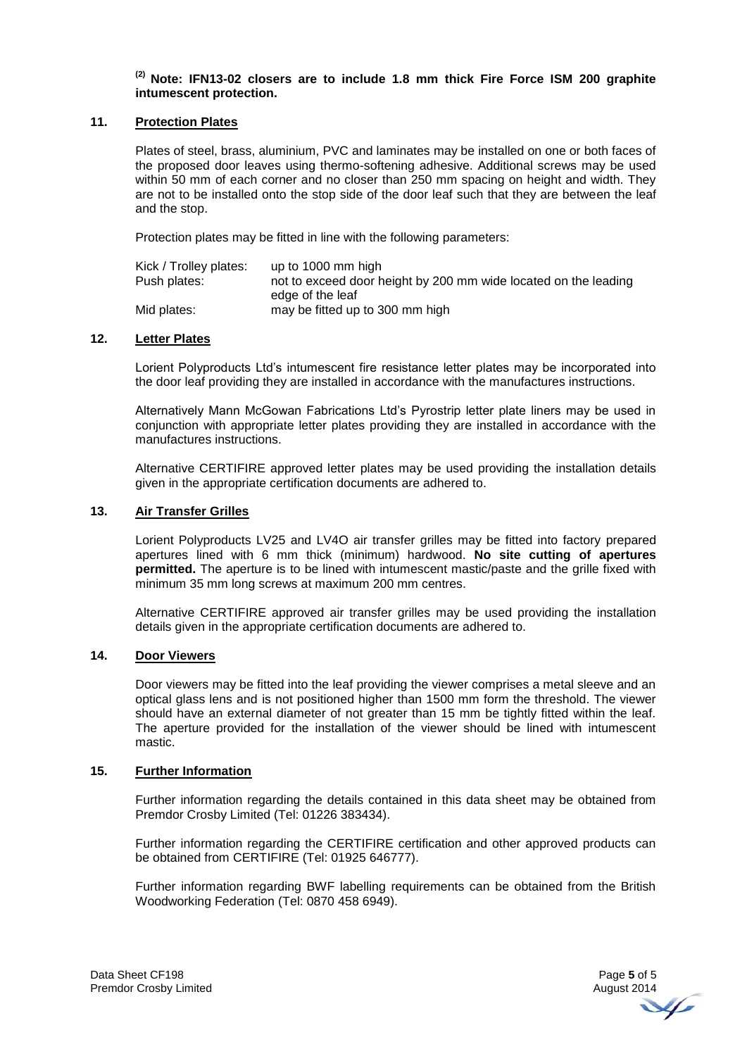[(2)] **Note: IFN13-02 closers are to include 1.8 mm thick Fire Force ISM 200 graphite intumescent protection.**

## 11. Protection Plates

Plates of steel, brass, aluminium, PVC and laminates may be installed on one or both faces of the proposed door leaves using thermo-softening adhesive. Additional screws may be used within 50 mm of each corner and no closer than 250 mm spacing on height and width. They are not to be installed onto the stop side of the door leaf such that they are between the leaf and the stop.

Protection plates may be fitted in line with the following parameters:

| | |
|---|---|
| Kick / Trolley plates: | up to 1000 mm high |
| Push plates: | not to exceed door height by 200 mm wide located on the leading edge of the leaf |
| Mid plates: | may be fitted up to 300 mm high |

## 12. Letter Plates

Lorient Polyproducts Ltd's intumescent fire resistance letter plates may be incorporated into the door leaf providing they are installed in accordance with the manufactures instructions.

Alternatively Mann McGowan Fabrications Ltd's Pyrostrip letter plate liners may be used in conjunction with appropriate letter plates providing they are installed in accordance with the manufactures instructions.

Alternative CERTIFIRE approved letter plates may be used providing the installation details given in the appropriate certification documents are adhered to.

## 13. Air Transfer Grilles

Lorient Polyproducts LV25 and LV4O air transfer grilles may be fitted into factory prepared apertures lined with 6 mm thick (minimum) hardwood. **No site cutting of apertures permitted.** The aperture is to be lined with intumescent mastic/paste and the grille fixed with minimum 35 mm long screws at maximum 200 mm centres.

Alternative CERTIFIRE approved air transfer grilles may be used providing the installation details given in the appropriate certification documents are adhered to.

## 14. Door Viewers

Door viewers may be fitted into the leaf providing the viewer comprises a metal sleeve and an optical glass lens and is not positioned higher than 1500 mm form the threshold. The viewer should have an external diameter of not greater than 15 mm be tightly fitted within the leaf. The aperture provided for the installation of the viewer should be lined with intumescent mastic.

## 15. Further Information

Further information regarding the details contained in this data sheet may be obtained from Premdor Crosby Limited (Tel: 01226 383434).

Further information regarding the CERTIFIRE certification and other approved products can be obtained from CERTIFIRE (Tel: 01925 646777).

Further information regarding BWF labelling requirements can be obtained from the British Woodworking Federation (Tel: 0870 458 6949).